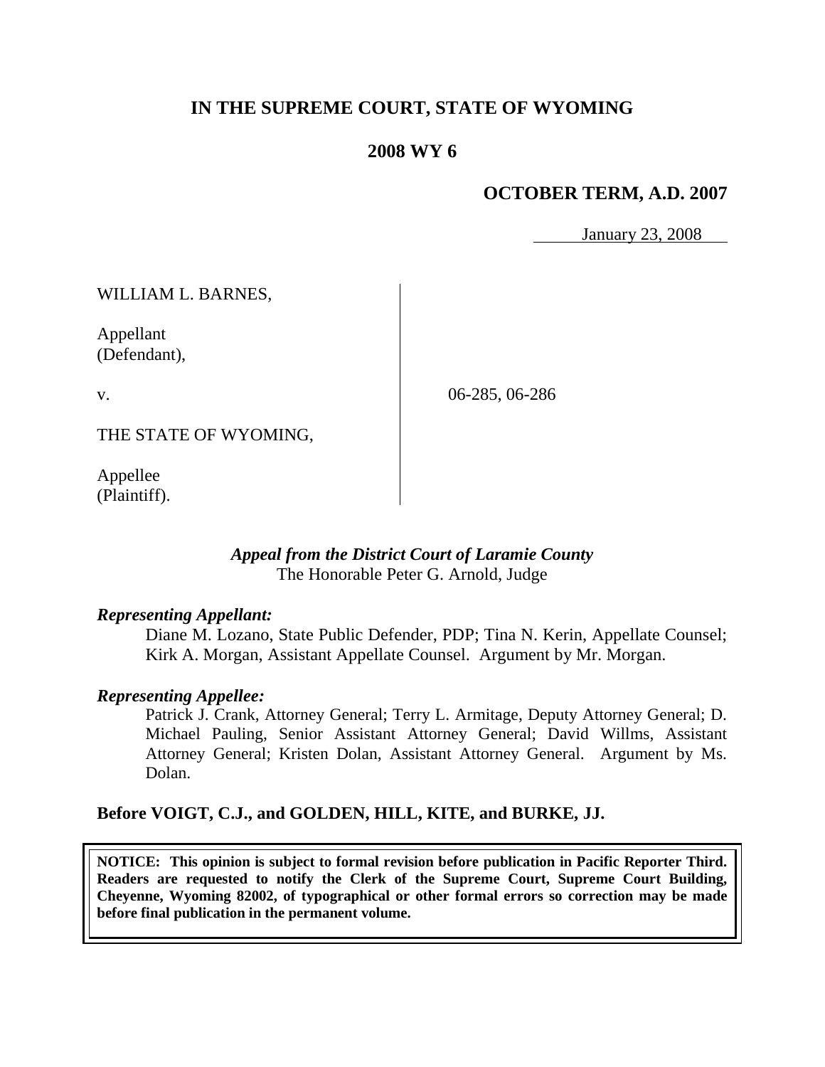# IN THE SUPREME COURT, STATE OF WYOMING

## 2008 WY 6

### OCTOBER TERM, A.D. 2007

January 23, 2008

WILLIAM L. BARNES,

Appellant
(Defendant),

v.

06-285, 06-286

THE STATE OF WYOMING,

Appellee
(Plaintiff).

*Appeal from the District Court of Laramie County*
The Honorable Peter G. Arnold, Judge

***Representing Appellant:***

Diane M. Lozano, State Public Defender, PDP; Tina N. Kerin, Appellate Counsel; Kirk A. Morgan, Assistant Appellate Counsel. Argument by Mr. Morgan.

***Representing Appellee:***

Patrick J. Crank, Attorney General; Terry L. Armitage, Deputy Attorney General; D. Michael Pauling, Senior Assistant Attorney General; David Willms, Assistant Attorney General; Kristen Dolan, Assistant Attorney General. Argument by Ms. Dolan.

**Before VOIGT, C.J., and GOLDEN, HILL, KITE, and BURKE, JJ.**

**NOTICE: This opinion is subject to formal revision before publication in Pacific Reporter Third. Readers are requested to notify the Clerk of the Supreme Court, Supreme Court Building, Cheyenne, Wyoming 82002, of typographical or other formal errors so correction may be made before final publication in the permanent volume.**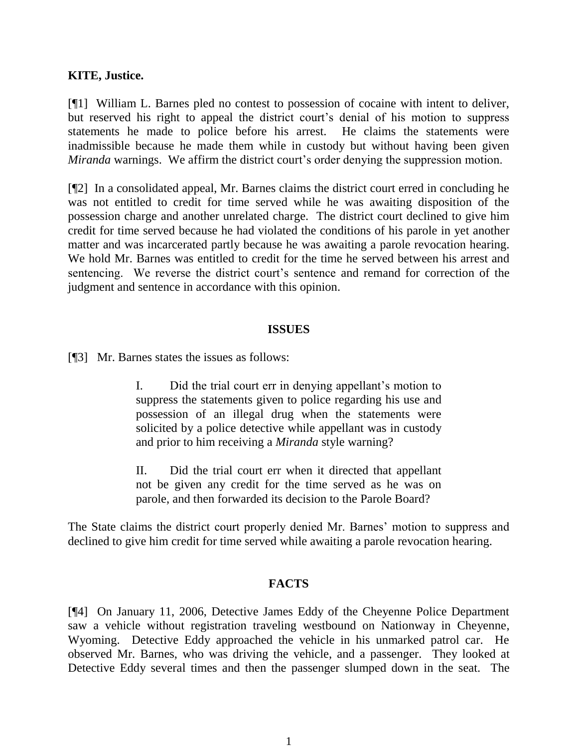**KITE, Justice.**

[¶1] William L. Barnes pled no contest to possession of cocaine with intent to deliver, but reserved his right to appeal the district court's denial of his motion to suppress statements he made to police before his arrest. He claims the statements were inadmissible because he made them while in custody but without having been given *Miranda* warnings. We affirm the district court's order denying the suppression motion.

[¶2] In a consolidated appeal, Mr. Barnes claims the district court erred in concluding he was not entitled to credit for time served while he was awaiting disposition of the possession charge and another unrelated charge. The district court declined to give him credit for time served because he had violated the conditions of his parole in yet another matter and was incarcerated partly because he was awaiting a parole revocation hearing. We hold Mr. Barnes was entitled to credit for the time he served between his arrest and sentencing. We reverse the district court's sentence and remand for correction of the judgment and sentence in accordance with this opinion.

## ISSUES

[¶3] Mr. Barnes states the issues as follows:

> I. Did the trial court err in denying appellant's motion to suppress the statements given to police regarding his use and possession of an illegal drug when the statements were solicited by a police detective while appellant was in custody and prior to him receiving a *Miranda* style warning?
>
> II. Did the trial court err when it directed that appellant not be given any credit for the time served as he was on parole, and then forwarded its decision to the Parole Board?

The State claims the district court properly denied Mr. Barnes' motion to suppress and declined to give him credit for time served while awaiting a parole revocation hearing.

## FACTS

[¶4] On January 11, 2006, Detective James Eddy of the Cheyenne Police Department saw a vehicle without registration traveling westbound on Nationway in Cheyenne, Wyoming. Detective Eddy approached the vehicle in his unmarked patrol car. He observed Mr. Barnes, who was driving the vehicle, and a passenger. They looked at Detective Eddy several times and then the passenger slumped down in the seat. The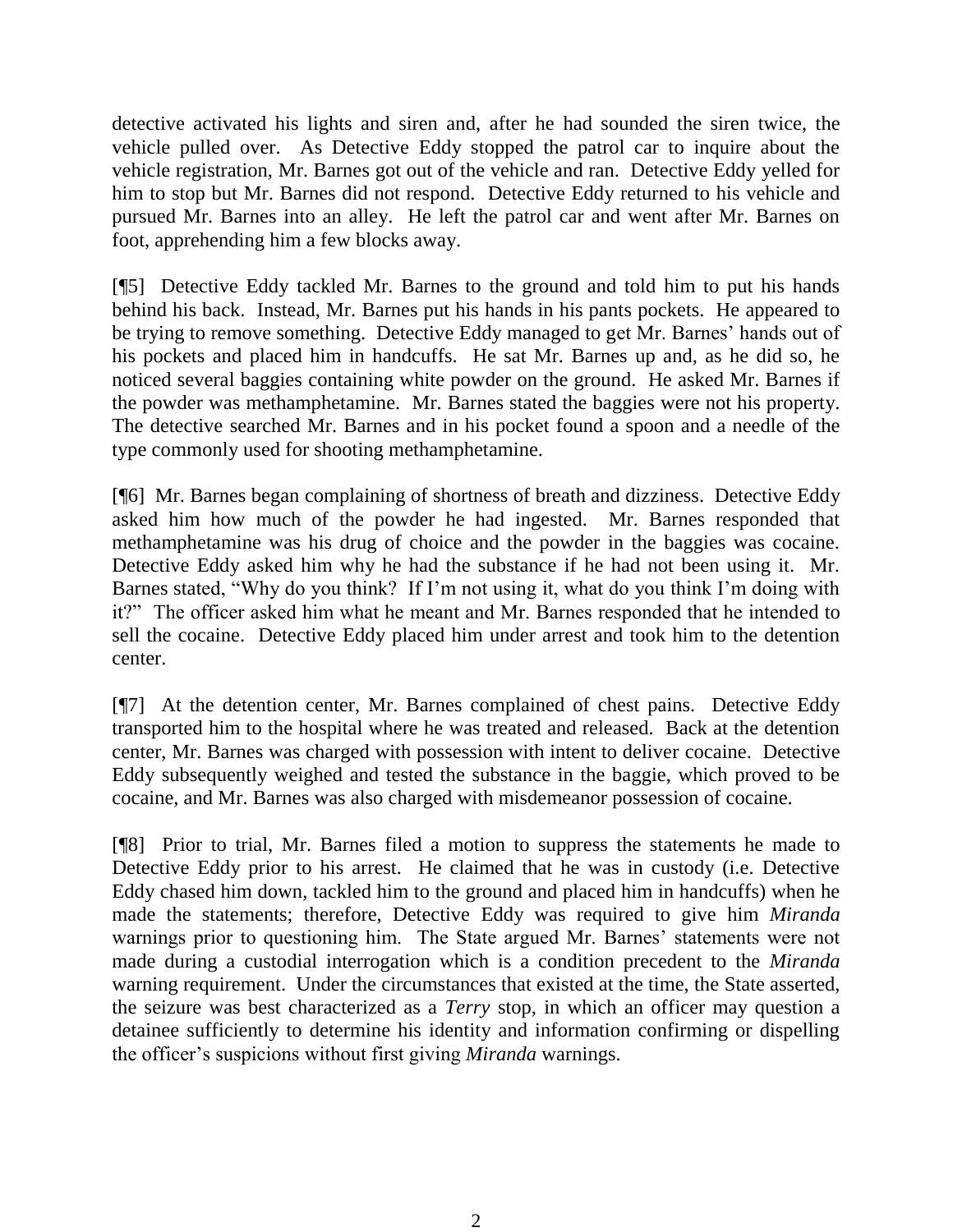detective activated his lights and siren and, after he had sounded the siren twice, the vehicle pulled over. As Detective Eddy stopped the patrol car to inquire about the vehicle registration, Mr. Barnes got out of the vehicle and ran. Detective Eddy yelled for him to stop but Mr. Barnes did not respond. Detective Eddy returned to his vehicle and pursued Mr. Barnes into an alley. He left the patrol car and went after Mr. Barnes on foot, apprehending him a few blocks away.

[¶5] Detective Eddy tackled Mr. Barnes to the ground and told him to put his hands behind his back. Instead, Mr. Barnes put his hands in his pants pockets. He appeared to be trying to remove something. Detective Eddy managed to get Mr. Barnes' hands out of his pockets and placed him in handcuffs. He sat Mr. Barnes up and, as he did so, he noticed several baggies containing white powder on the ground. He asked Mr. Barnes if the powder was methamphetamine. Mr. Barnes stated the baggies were not his property. The detective searched Mr. Barnes and in his pocket found a spoon and a needle of the type commonly used for shooting methamphetamine.

[¶6] Mr. Barnes began complaining of shortness of breath and dizziness. Detective Eddy asked him how much of the powder he had ingested. Mr. Barnes responded that methamphetamine was his drug of choice and the powder in the baggies was cocaine. Detective Eddy asked him why he had the substance if he had not been using it. Mr. Barnes stated, "Why do you think? If I'm not using it, what do you think I'm doing with it?" The officer asked him what he meant and Mr. Barnes responded that he intended to sell the cocaine. Detective Eddy placed him under arrest and took him to the detention center.

[¶7] At the detention center, Mr. Barnes complained of chest pains. Detective Eddy transported him to the hospital where he was treated and released. Back at the detention center, Mr. Barnes was charged with possession with intent to deliver cocaine. Detective Eddy subsequently weighed and tested the substance in the baggie, which proved to be cocaine, and Mr. Barnes was also charged with misdemeanor possession of cocaine.

[¶8] Prior to trial, Mr. Barnes filed a motion to suppress the statements he made to Detective Eddy prior to his arrest. He claimed that he was in custody (i.e. Detective Eddy chased him down, tackled him to the ground and placed him in handcuffs) when he made the statements; therefore, Detective Eddy was required to give him *Miranda* warnings prior to questioning him. The State argued Mr. Barnes' statements were not made during a custodial interrogation which is a condition precedent to the *Miranda* warning requirement. Under the circumstances that existed at the time, the State asserted, the seizure was best characterized as a *Terry* stop, in which an officer may question a detainee sufficiently to determine his identity and information confirming or dispelling the officer's suspicions without first giving *Miranda* warnings.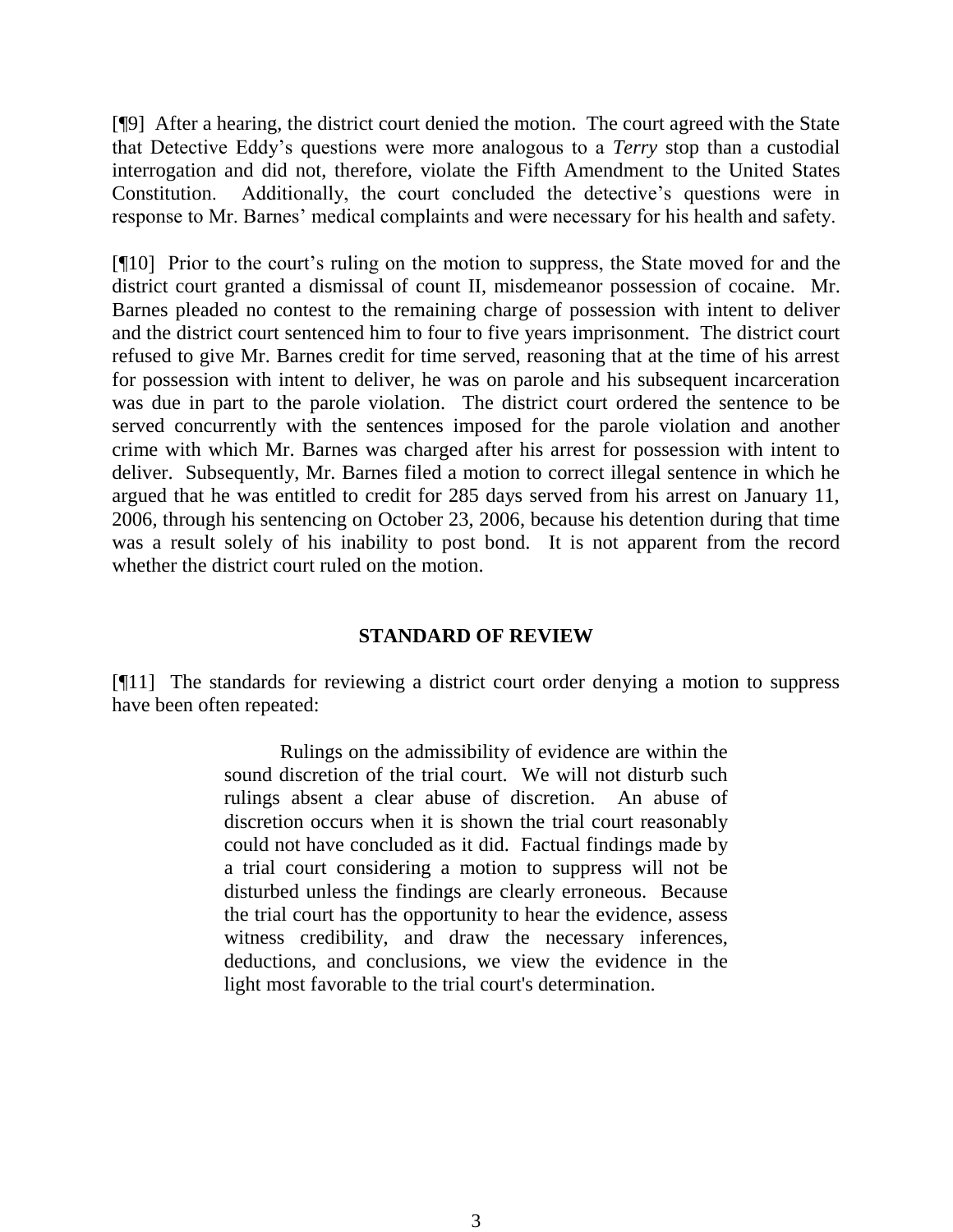[¶9] After a hearing, the district court denied the motion. The court agreed with the State that Detective Eddy's questions were more analogous to a *Terry* stop than a custodial interrogation and did not, therefore, violate the Fifth Amendment to the United States Constitution. Additionally, the court concluded the detective's questions were in response to Mr. Barnes' medical complaints and were necessary for his health and safety.

[¶10] Prior to the court's ruling on the motion to suppress, the State moved for and the district court granted a dismissal of count II, misdemeanor possession of cocaine. Mr. Barnes pleaded no contest to the remaining charge of possession with intent to deliver and the district court sentenced him to four to five years imprisonment. The district court refused to give Mr. Barnes credit for time served, reasoning that at the time of his arrest for possession with intent to deliver, he was on parole and his subsequent incarceration was due in part to the parole violation. The district court ordered the sentence to be served concurrently with the sentences imposed for the parole violation and another crime with which Mr. Barnes was charged after his arrest for possession with intent to deliver. Subsequently, Mr. Barnes filed a motion to correct illegal sentence in which he argued that he was entitled to credit for 285 days served from his arrest on January 11, 2006, through his sentencing on October 23, 2006, because his detention during that time was a result solely of his inability to post bond. It is not apparent from the record whether the district court ruled on the motion.

## STANDARD OF REVIEW

[¶11] The standards for reviewing a district court order denying a motion to suppress have been often repeated:

> Rulings on the admissibility of evidence are within the sound discretion of the trial court. We will not disturb such rulings absent a clear abuse of discretion. An abuse of discretion occurs when it is shown the trial court reasonably could not have concluded as it did. Factual findings made by a trial court considering a motion to suppress will not be disturbed unless the findings are clearly erroneous. Because the trial court has the opportunity to hear the evidence, assess witness credibility, and draw the necessary inferences, deductions, and conclusions, we view the evidence in the light most favorable to the trial court's determination.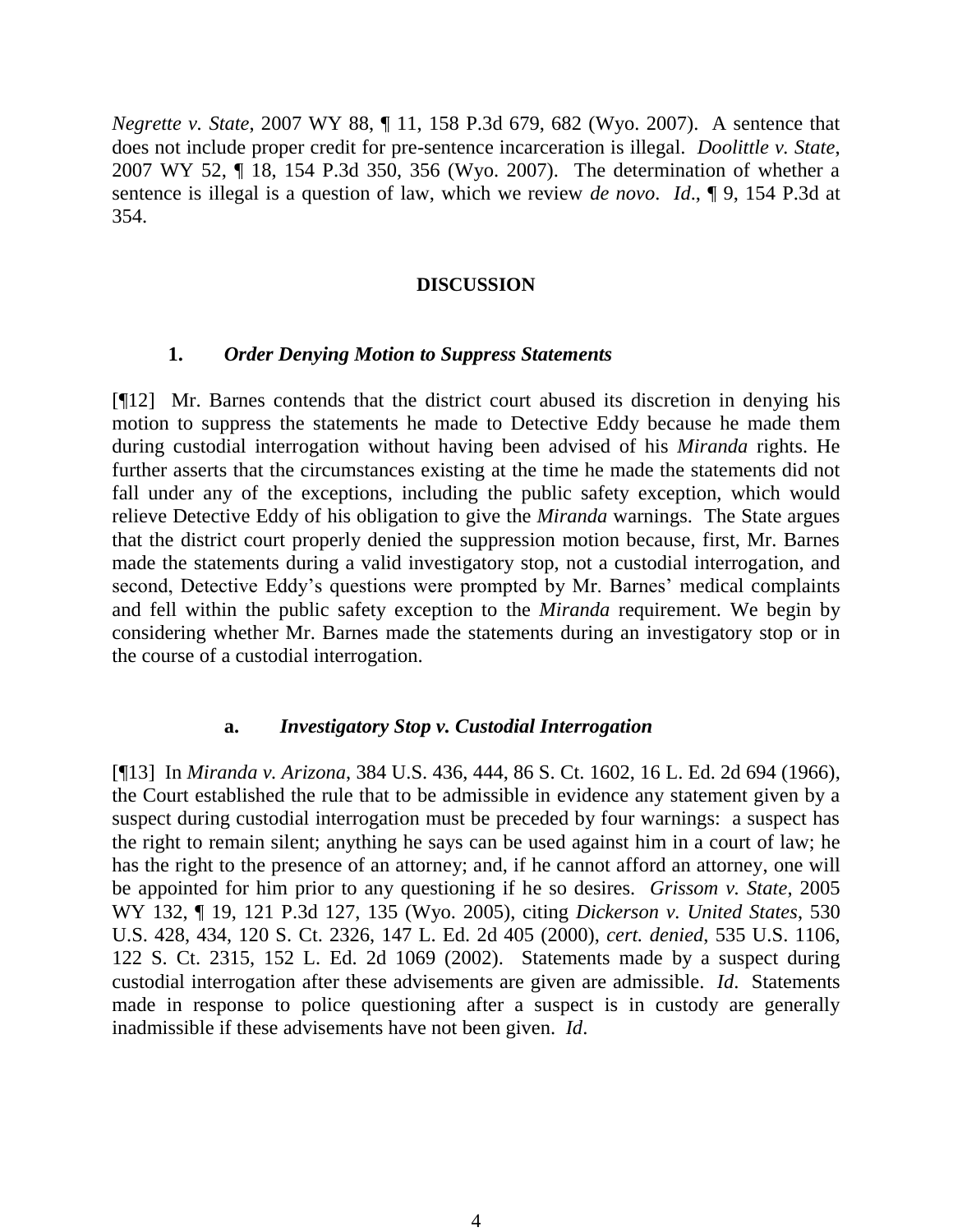*Negrette v. State*, 2007 WY 88, ¶ 11, 158 P.3d 679, 682 (Wyo. 2007). A sentence that does not include proper credit for pre-sentence incarceration is illegal. *Doolittle v. State*, 2007 WY 52, ¶ 18, 154 P.3d 350, 356 (Wyo. 2007). The determination of whether a sentence is illegal is a question of law, which we review *de novo*. *Id*., ¶ 9, 154 P.3d at 354.

## DISCUSSION

### 1. *Order Denying Motion to Suppress Statements*

[¶12] Mr. Barnes contends that the district court abused its discretion in denying his motion to suppress the statements he made to Detective Eddy because he made them during custodial interrogation without having been advised of his *Miranda* rights. He further asserts that the circumstances existing at the time he made the statements did not fall under any of the exceptions, including the public safety exception, which would relieve Detective Eddy of his obligation to give the *Miranda* warnings. The State argues that the district court properly denied the suppression motion because, first, Mr. Barnes made the statements during a valid investigatory stop, not a custodial interrogation, and second, Detective Eddy's questions were prompted by Mr. Barnes' medical complaints and fell within the public safety exception to the *Miranda* requirement. We begin by considering whether Mr. Barnes made the statements during an investigatory stop or in the course of a custodial interrogation.

#### a. *Investigatory Stop v. Custodial Interrogation*

[¶13] In *Miranda v. Arizona*, 384 U.S. 436, 444, 86 S. Ct. 1602, 16 L. Ed. 2d 694 (1966), the Court established the rule that to be admissible in evidence any statement given by a suspect during custodial interrogation must be preceded by four warnings: a suspect has the right to remain silent; anything he says can be used against him in a court of law; he has the right to the presence of an attorney; and, if he cannot afford an attorney, one will be appointed for him prior to any questioning if he so desires. *Grissom v. State*, 2005 WY 132, ¶ 19, 121 P.3d 127, 135 (Wyo. 2005), citing *Dickerson v. United States*, 530 U.S. 428, 434, 120 S. Ct. 2326, 147 L. Ed. 2d 405 (2000), *cert. denied*, 535 U.S. 1106, 122 S. Ct. 2315, 152 L. Ed. 2d 1069 (2002). Statements made by a suspect during custodial interrogation after these advisements are given are admissible. *Id*. Statements made in response to police questioning after a suspect is in custody are generally inadmissible if these advisements have not been given. *Id*.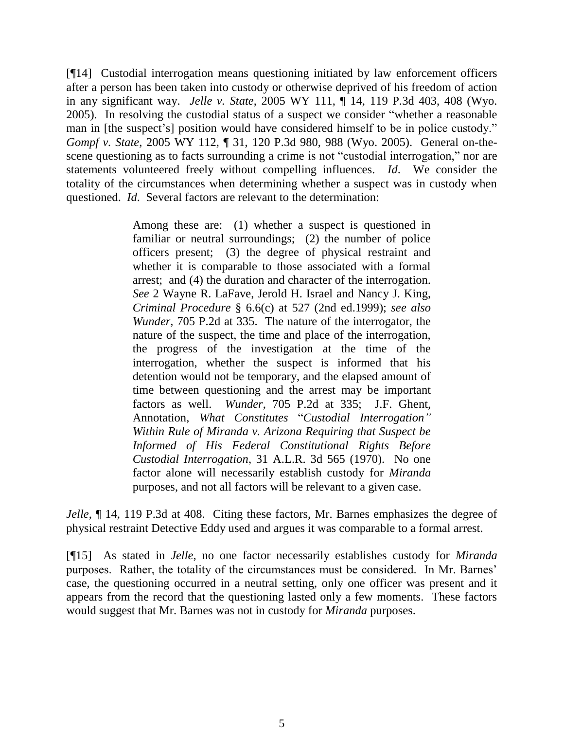[¶14] Custodial interrogation means questioning initiated by law enforcement officers after a person has been taken into custody or otherwise deprived of his freedom of action in any significant way. *Jelle v. State*, 2005 WY 111, ¶ 14, 119 P.3d 403, 408 (Wyo. 2005). In resolving the custodial status of a suspect we consider "whether a reasonable man in [the suspect's] position would have considered himself to be in police custody." *Gompf v. State*, 2005 WY 112, ¶ 31, 120 P.3d 980, 988 (Wyo. 2005). General on-the-scene questioning as to facts surrounding a crime is not "custodial interrogation," nor are statements volunteered freely without compelling influences. *Id*. We consider the totality of the circumstances when determining whether a suspect was in custody when questioned. *Id*. Several factors are relevant to the determination:

> Among these are: (1) whether a suspect is questioned in familiar or neutral surroundings; (2) the number of police officers present; (3) the degree of physical restraint and whether it is comparable to those associated with a formal arrest; and (4) the duration and character of the interrogation. *See* 2 Wayne R. LaFave, Jerold H. Israel and Nancy J. King, *Criminal Procedure* § 6.6(c) at 527 (2nd ed.1999); *see also Wunder*, 705 P.2d at 335. The nature of the interrogator, the nature of the suspect, the time and place of the interrogation, the progress of the investigation at the time of the interrogation, whether the suspect is informed that his detention would not be temporary, and the elapsed amount of time between questioning and the arrest may be important factors as well. *Wunder*, 705 P.2d at 335; J.F. Ghent, Annotation, *What Constitutes "Custodial Interrogation" Within Rule of Miranda v. Arizona Requiring that Suspect be Informed of His Federal Constitutional Rights Before Custodial Interrogation*, 31 A.L.R. 3d 565 (1970). No one factor alone will necessarily establish custody for *Miranda* purposes, and not all factors will be relevant to a given case.

*Jelle*, ¶ 14, 119 P.3d at 408. Citing these factors, Mr. Barnes emphasizes the degree of physical restraint Detective Eddy used and argues it was comparable to a formal arrest.

[¶15] As stated in *Jelle*, no one factor necessarily establishes custody for *Miranda* purposes. Rather, the totality of the circumstances must be considered. In Mr. Barnes' case, the questioning occurred in a neutral setting, only one officer was present and it appears from the record that the questioning lasted only a few moments. These factors would suggest that Mr. Barnes was not in custody for *Miranda* purposes.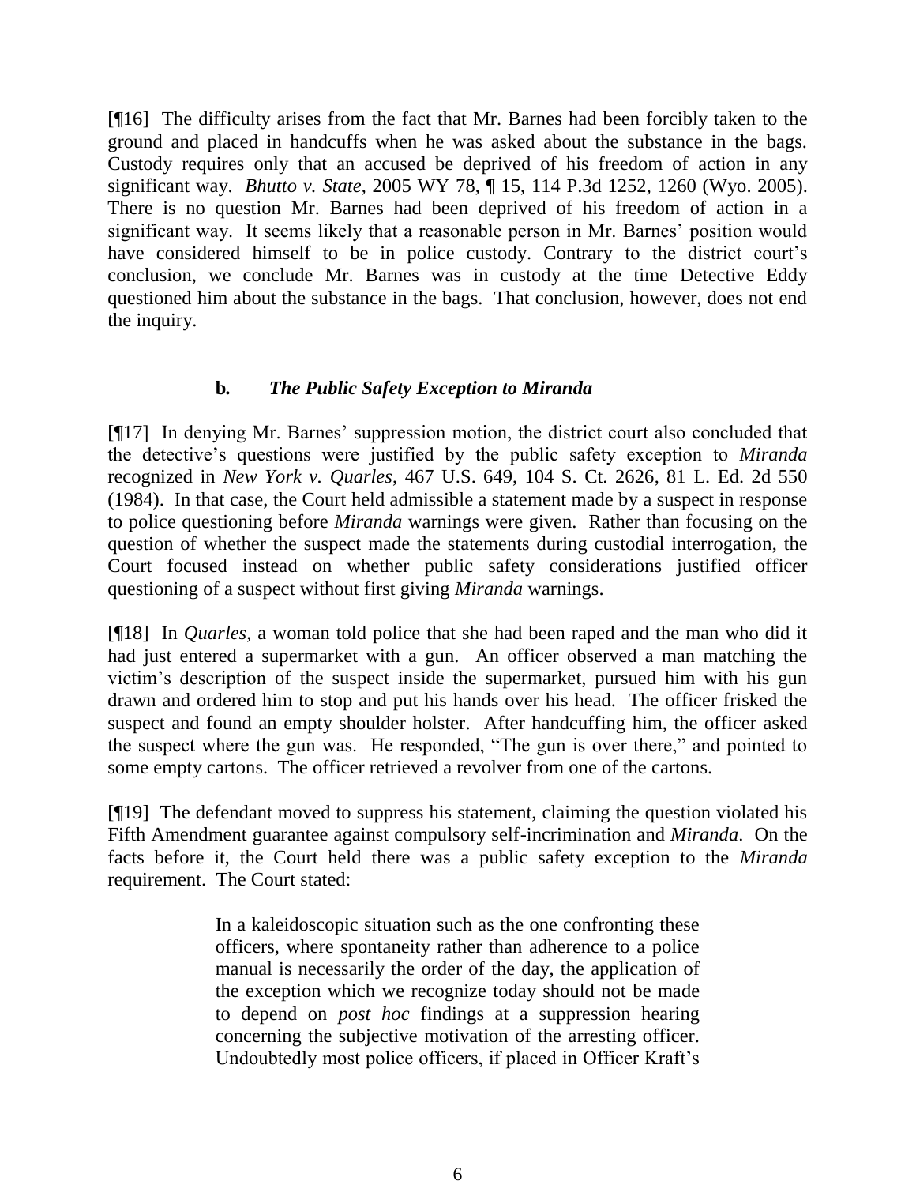[¶16] The difficulty arises from the fact that Mr. Barnes had been forcibly taken to the ground and placed in handcuffs when he was asked about the substance in the bags. Custody requires only that an accused be deprived of his freedom of action in any significant way. *Bhutto v. State*, 2005 WY 78, ¶ 15, 114 P.3d 1252, 1260 (Wyo. 2005). There is no question Mr. Barnes had been deprived of his freedom of action in a significant way. It seems likely that a reasonable person in Mr. Barnes' position would have considered himself to be in police custody. Contrary to the district court's conclusion, we conclude Mr. Barnes was in custody at the time Detective Eddy questioned him about the substance in the bags. That conclusion, however, does not end the inquiry.

**b.** ***The Public Safety Exception to Miranda***

[¶17] In denying Mr. Barnes' suppression motion, the district court also concluded that the detective's questions were justified by the public safety exception to *Miranda* recognized in *New York v. Quarles*, 467 U.S. 649, 104 S. Ct. 2626, 81 L. Ed. 2d 550 (1984). In that case, the Court held admissible a statement made by a suspect in response to police questioning before *Miranda* warnings were given. Rather than focusing on the question of whether the suspect made the statements during custodial interrogation, the Court focused instead on whether public safety considerations justified officer questioning of a suspect without first giving *Miranda* warnings.

[¶18] In *Quarles*, a woman told police that she had been raped and the man who did it had just entered a supermarket with a gun. An officer observed a man matching the victim's description of the suspect inside the supermarket, pursued him with his gun drawn and ordered him to stop and put his hands over his head. The officer frisked the suspect and found an empty shoulder holster. After handcuffing him, the officer asked the suspect where the gun was. He responded, "The gun is over there," and pointed to some empty cartons. The officer retrieved a revolver from one of the cartons.

[¶19] The defendant moved to suppress his statement, claiming the question violated his Fifth Amendment guarantee against compulsory self-incrimination and *Miranda*. On the facts before it, the Court held there was a public safety exception to the *Miranda* requirement. The Court stated:

> In a kaleidoscopic situation such as the one confronting these officers, where spontaneity rather than adherence to a police manual is necessarily the order of the day, the application of the exception which we recognize today should not be made to depend on *post hoc* findings at a suppression hearing concerning the subjective motivation of the arresting officer. Undoubtedly most police officers, if placed in Officer Kraft's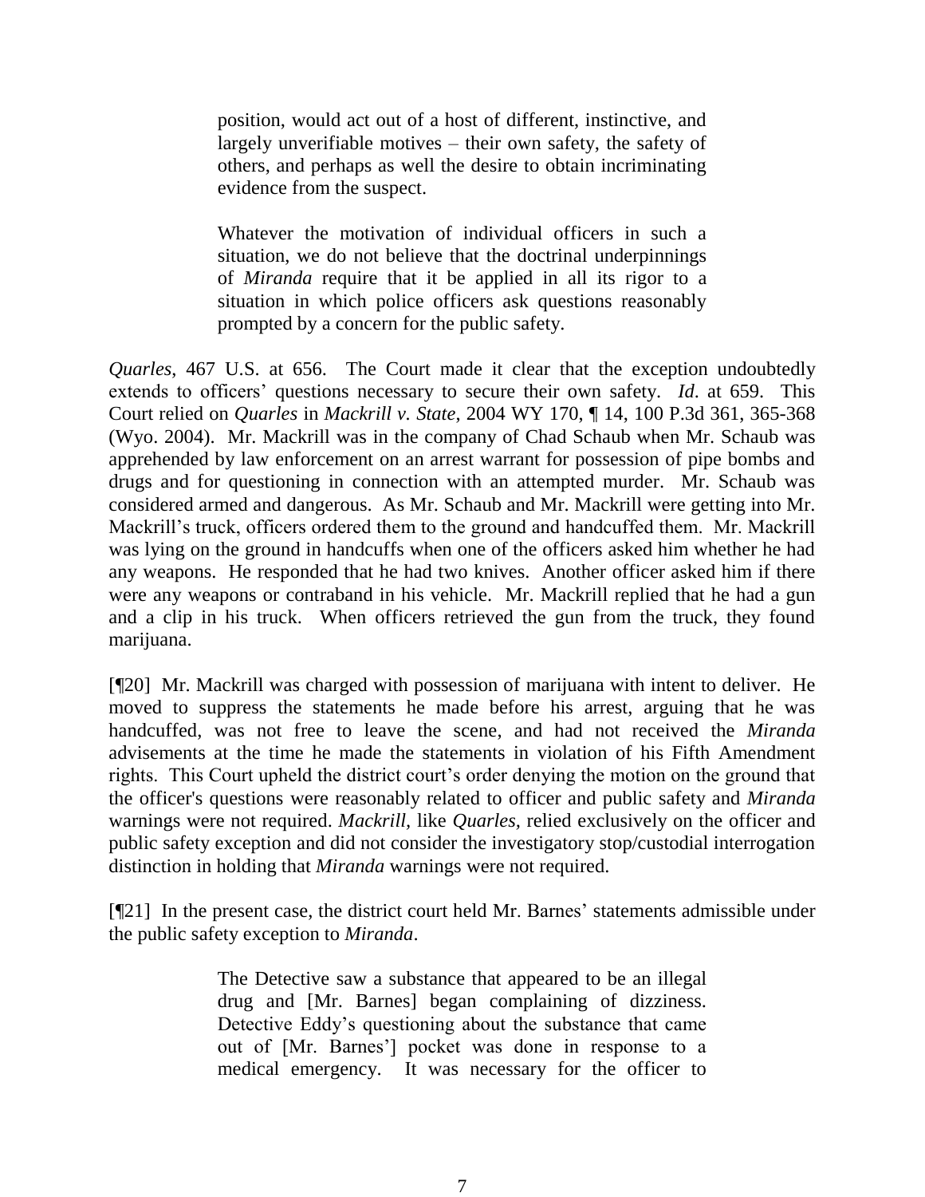> position, would act out of a host of different, instinctive, and largely unverifiable motives – their own safety, the safety of others, and perhaps as well the desire to obtain incriminating evidence from the suspect.
>
> Whatever the motivation of individual officers in such a situation, we do not believe that the doctrinal underpinnings of *Miranda* require that it be applied in all its rigor to a situation in which police officers ask questions reasonably prompted by a concern for the public safety.

*Quarles*, 467 U.S. at 656. The Court made it clear that the exception undoubtedly extends to officers' questions necessary to secure their own safety. *Id*. at 659. This Court relied on *Quarles* in *Mackrill v. State*, 2004 WY 170, ¶ 14, 100 P.3d 361, 365-368 (Wyo. 2004). Mr. Mackrill was in the company of Chad Schaub when Mr. Schaub was apprehended by law enforcement on an arrest warrant for possession of pipe bombs and drugs and for questioning in connection with an attempted murder. Mr. Schaub was considered armed and dangerous. As Mr. Schaub and Mr. Mackrill were getting into Mr. Mackrill's truck, officers ordered them to the ground and handcuffed them. Mr. Mackrill was lying on the ground in handcuffs when one of the officers asked him whether he had any weapons. He responded that he had two knives. Another officer asked him if there were any weapons or contraband in his vehicle. Mr. Mackrill replied that he had a gun and a clip in his truck. When officers retrieved the gun from the truck, they found marijuana.

[¶20] Mr. Mackrill was charged with possession of marijuana with intent to deliver. He moved to suppress the statements he made before his arrest, arguing that he was handcuffed, was not free to leave the scene, and had not received the *Miranda* advisements at the time he made the statements in violation of his Fifth Amendment rights. This Court upheld the district court's order denying the motion on the ground that the officer's questions were reasonably related to officer and public safety and *Miranda* warnings were not required. *Mackrill,* like *Quarles,* relied exclusively on the officer and public safety exception and did not consider the investigatory stop/custodial interrogation distinction in holding that *Miranda* warnings were not required.

[¶21] In the present case, the district court held Mr. Barnes' statements admissible under the public safety exception to *Miranda*.

> The Detective saw a substance that appeared to be an illegal drug and [Mr. Barnes] began complaining of dizziness. Detective Eddy's questioning about the substance that came out of [Mr. Barnes'] pocket was done in response to a medical emergency. It was necessary for the officer to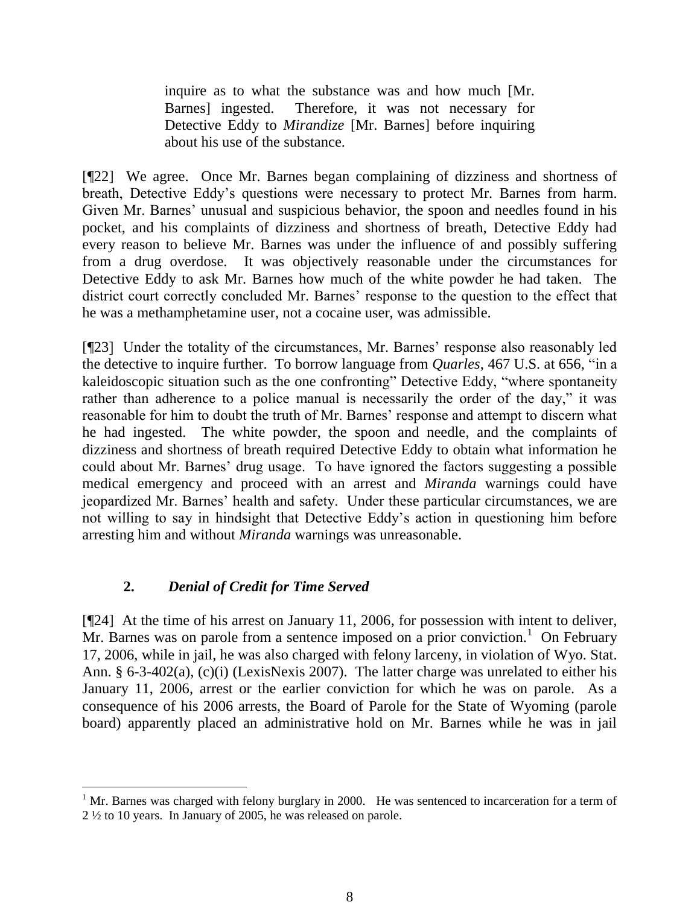> inquire as to what the substance was and how much [Mr. Barnes] ingested. Therefore, it was not necessary for Detective Eddy to *Mirandize* [Mr. Barnes] before inquiring about his use of the substance.

[¶22] We agree. Once Mr. Barnes began complaining of dizziness and shortness of breath, Detective Eddy's questions were necessary to protect Mr. Barnes from harm. Given Mr. Barnes' unusual and suspicious behavior, the spoon and needles found in his pocket, and his complaints of dizziness and shortness of breath, Detective Eddy had every reason to believe Mr. Barnes was under the influence of and possibly suffering from a drug overdose. It was objectively reasonable under the circumstances for Detective Eddy to ask Mr. Barnes how much of the white powder he had taken. The district court correctly concluded Mr. Barnes' response to the question to the effect that he was a methamphetamine user, not a cocaine user, was admissible.

[¶23] Under the totality of the circumstances, Mr. Barnes' response also reasonably led the detective to inquire further. To borrow language from *Quarles*, 467 U.S. at 656, "in a kaleidoscopic situation such as the one confronting" Detective Eddy, "where spontaneity rather than adherence to a police manual is necessarily the order of the day," it was reasonable for him to doubt the truth of Mr. Barnes' response and attempt to discern what he had ingested. The white powder, the spoon and needle, and the complaints of dizziness and shortness of breath required Detective Eddy to obtain what information he could about Mr. Barnes' drug usage. To have ignored the factors suggesting a possible medical emergency and proceed with an arrest and *Miranda* warnings could have jeopardized Mr. Barnes' health and safety. Under these particular circumstances, we are not willing to say in hindsight that Detective Eddy's action in questioning him before arresting him and without *Miranda* warnings was unreasonable.

### 2. *Denial of Credit for Time Served*

[¶24] At the time of his arrest on January 11, 2006, for possession with intent to deliver, Mr. Barnes was on parole from a sentence imposed on a prior conviction.[1] On February 17, 2006, while in jail, he was also charged with felony larceny, in violation of Wyo. Stat. Ann. § 6-3-402(a), (c)(i) (LexisNexis 2007). The latter charge was unrelated to either his January 11, 2006, arrest or the earlier conviction for which he was on parole. As a consequence of his 2006 arrests, the Board of Parole for the State of Wyoming (parole board) apparently placed an administrative hold on Mr. Barnes while he was in jail

[1] Mr. Barnes was charged with felony burglary in 2000. He was sentenced to incarceration for a term of 2 ½ to 10 years. In January of 2005, he was released on parole.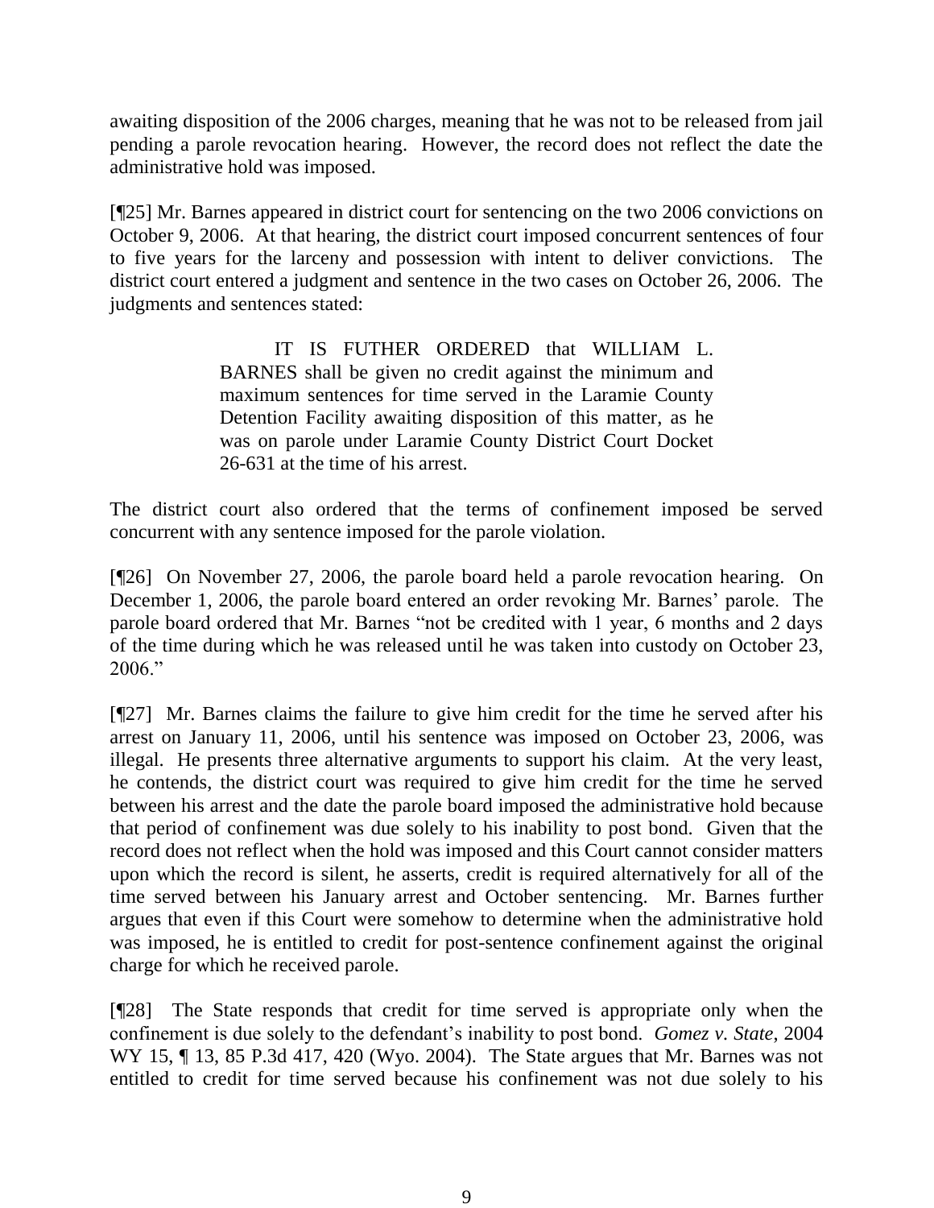awaiting disposition of the 2006 charges, meaning that he was not to be released from jail pending a parole revocation hearing. However, the record does not reflect the date the administrative hold was imposed.

[¶25] Mr. Barnes appeared in district court for sentencing on the two 2006 convictions on October 9, 2006. At that hearing, the district court imposed concurrent sentences of four to five years for the larceny and possession with intent to deliver convictions. The district court entered a judgment and sentence in the two cases on October 26, 2006. The judgments and sentences stated:

> IT IS FUTHER ORDERED that WILLIAM L. BARNES shall be given no credit against the minimum and maximum sentences for time served in the Laramie County Detention Facility awaiting disposition of this matter, as he was on parole under Laramie County District Court Docket 26-631 at the time of his arrest.

The district court also ordered that the terms of confinement imposed be served concurrent with any sentence imposed for the parole violation.

[¶26] On November 27, 2006, the parole board held a parole revocation hearing. On December 1, 2006, the parole board entered an order revoking Mr. Barnes' parole. The parole board ordered that Mr. Barnes "not be credited with 1 year, 6 months and 2 days of the time during which he was released until he was taken into custody on October 23, 2006."

[¶27] Mr. Barnes claims the failure to give him credit for the time he served after his arrest on January 11, 2006, until his sentence was imposed on October 23, 2006, was illegal. He presents three alternative arguments to support his claim. At the very least, he contends, the district court was required to give him credit for the time he served between his arrest and the date the parole board imposed the administrative hold because that period of confinement was due solely to his inability to post bond. Given that the record does not reflect when the hold was imposed and this Court cannot consider matters upon which the record is silent, he asserts, credit is required alternatively for all of the time served between his January arrest and October sentencing. Mr. Barnes further argues that even if this Court were somehow to determine when the administrative hold was imposed, he is entitled to credit for post-sentence confinement against the original charge for which he received parole.

[¶28] The State responds that credit for time served is appropriate only when the confinement is due solely to the defendant's inability to post bond. *Gomez v. State*, 2004 WY 15, ¶ 13, 85 P.3d 417, 420 (Wyo. 2004). The State argues that Mr. Barnes was not entitled to credit for time served because his confinement was not due solely to his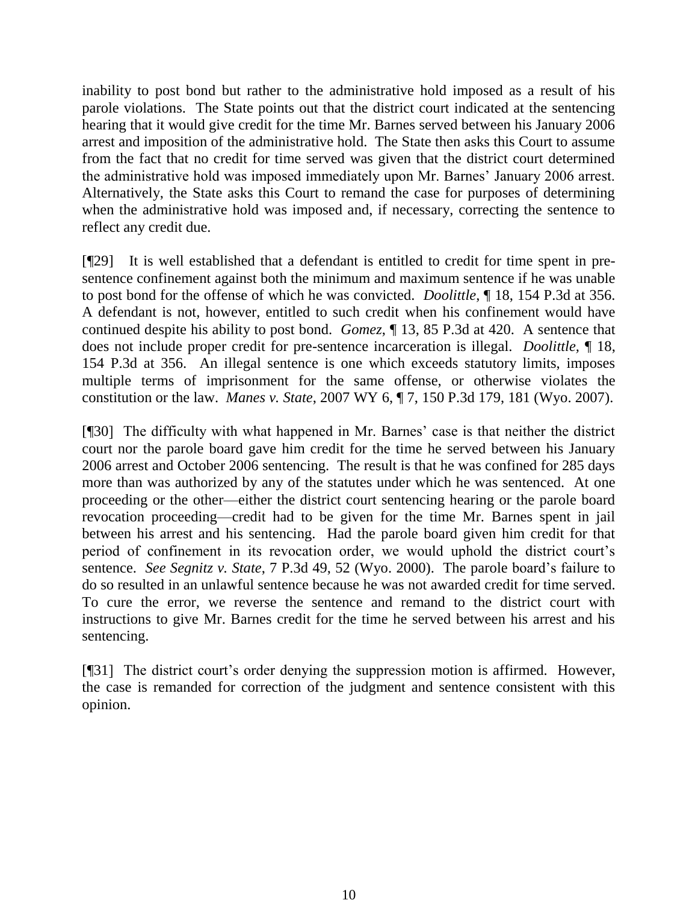inability to post bond but rather to the administrative hold imposed as a result of his parole violations. The State points out that the district court indicated at the sentencing hearing that it would give credit for the time Mr. Barnes served between his January 2006 arrest and imposition of the administrative hold. The State then asks this Court to assume from the fact that no credit for time served was given that the district court determined the administrative hold was imposed immediately upon Mr. Barnes' January 2006 arrest. Alternatively, the State asks this Court to remand the case for purposes of determining when the administrative hold was imposed and, if necessary, correcting the sentence to reflect any credit due.

[¶29] It is well established that a defendant is entitled to credit for time spent in pre-sentence confinement against both the minimum and maximum sentence if he was unable to post bond for the offense of which he was convicted. *Doolittle*, ¶ 18, 154 P.3d at 356. A defendant is not, however, entitled to such credit when his confinement would have continued despite his ability to post bond. *Gomez*, ¶ 13, 85 P.3d at 420. A sentence that does not include proper credit for pre-sentence incarceration is illegal. *Doolittle,* ¶ 18, 154 P.3d at 356. An illegal sentence is one which exceeds statutory limits, imposes multiple terms of imprisonment for the same offense, or otherwise violates the constitution or the law. *Manes v. State*, 2007 WY 6, ¶ 7, 150 P.3d 179, 181 (Wyo. 2007).

[¶30] The difficulty with what happened in Mr. Barnes' case is that neither the district court nor the parole board gave him credit for the time he served between his January 2006 arrest and October 2006 sentencing. The result is that he was confined for 285 days more than was authorized by any of the statutes under which he was sentenced. At one proceeding or the other—either the district court sentencing hearing or the parole board revocation proceeding—credit had to be given for the time Mr. Barnes spent in jail between his arrest and his sentencing. Had the parole board given him credit for that period of confinement in its revocation order, we would uphold the district court's sentence. *See Segnitz v. State*, 7 P.3d 49, 52 (Wyo. 2000). The parole board's failure to do so resulted in an unlawful sentence because he was not awarded credit for time served. To cure the error, we reverse the sentence and remand to the district court with instructions to give Mr. Barnes credit for the time he served between his arrest and his sentencing.

[¶31] The district court's order denying the suppression motion is affirmed. However, the case is remanded for correction of the judgment and sentence consistent with this opinion.